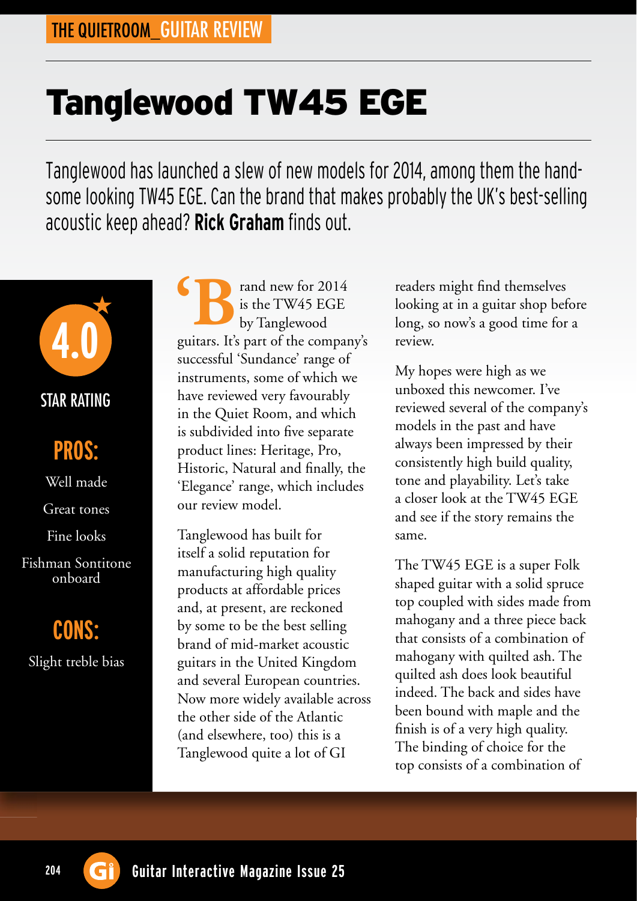# Tanglewood TW45 EGE

Tanglewood has launched a slew of new models for 2014, among them the handsome looking TW45 EGE. Can the brand that makes probably the UK's best-selling acoustic keep ahead? **Rick Graham** finds out.

**4.0**

STAR RATING

## PROS:

Well made

Great tones

Fine looks

Fishman Sontitone onboard

## CONS:

Slight treble bias

'Brand new for 2014 is the TW45 EGE by Tanglewood guitars. It's part of the company's successful 'Sundance' range of instruments, some of which we have reviewed very favourably in the Quiet Room, and which is subdivided into five separate product lines: Heritage, Pro, Historic, Natural and finally, the 'Elegance' range, which includes our review model.

Tanglewood has built for itself a solid reputation for manufacturing high quality products at affordable prices and, at present, are reckoned by some to be the best selling brand of mid-market acoustic guitars in the United Kingdom and several European countries. Now more widely available across the other side of the Atlantic (and elsewhere, too) this is a Tanglewood quite a lot of GI readers might find themselves looking at in a guitar shop before long, so now's a good time for a review.

My hopes were high as we unboxed this newcomer. I've reviewed several of the company's models in the past and have always been impressed by their consistently high build quality, tone and playability. Let's take a closer look at the TW45 EGE and see if the story remains the same.

The TW45 EGE is a super Folk shaped guitar with a solid spruce top coupled with sides made from mahogany and a three piece back that consists of a combination of mahogany with quilted ash. The quilted ash does look beautiful indeed. The back and sides have been bound with maple and the finish is of a very high quality. The binding of choice for the top consists of a combination of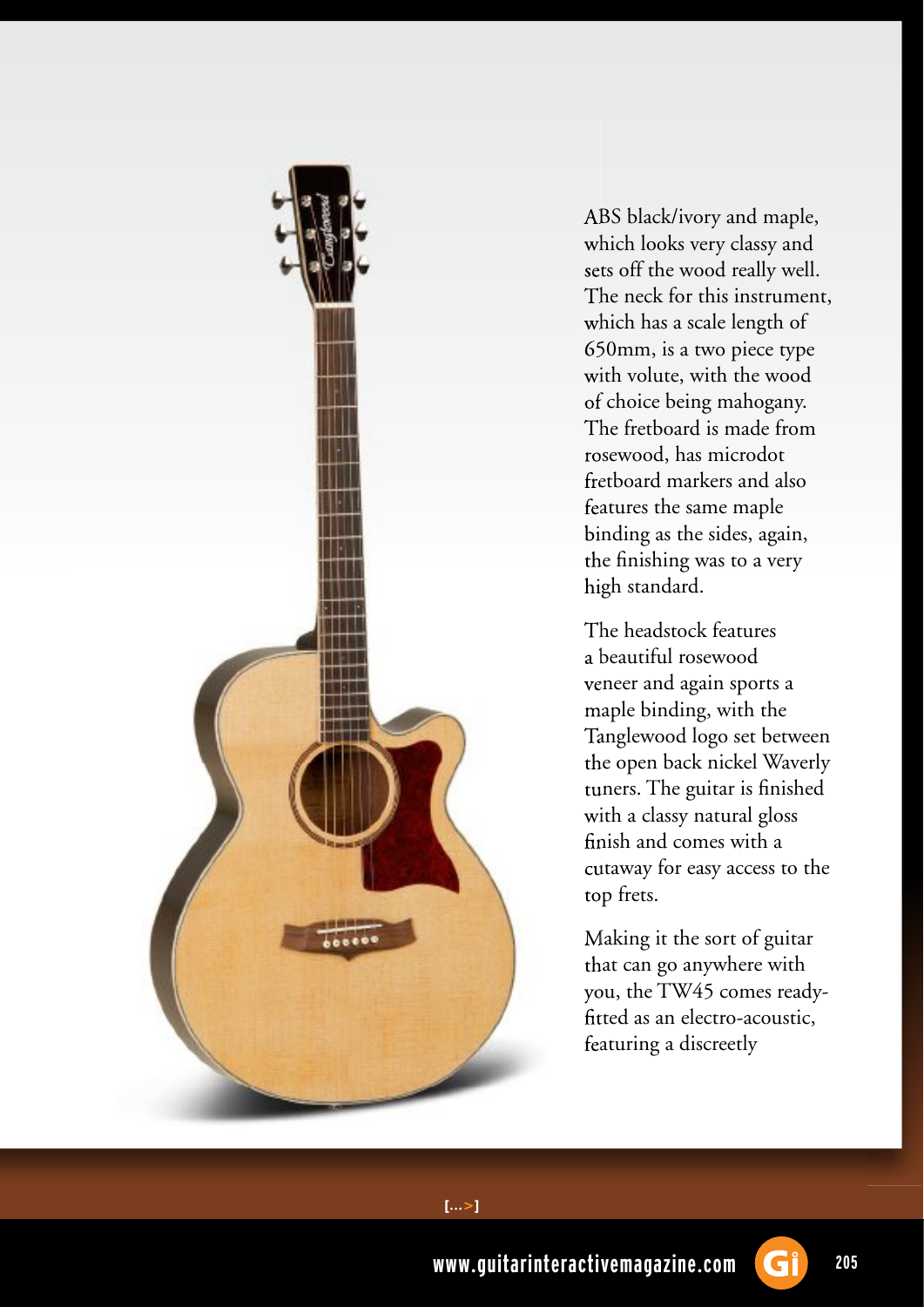ABS black/ivory and maple, which looks very classy and sets off the wood really well. The neck for this instrument, which has a scale length of 650mm, is a two piece type with volute, with the wood of choice being mahogany. The fretboard is made from rosewood, has microdot fretboard markers and also features the same maple binding as the sides, again, the finishing was to a very high standard.

The headstock features a beautiful rosewood veneer and again sports a maple binding, with the Tanglewood logo set between the open back nickel Waverly tuners. The guitar is finished with a classy natural gloss finish and comes with a cutaway for easy access to the top frets.

Making it the sort of guitar that can go anywhere with you, the TW45 comes ready-fitted as an electro-acoustic, featuring a discreetly

[...>]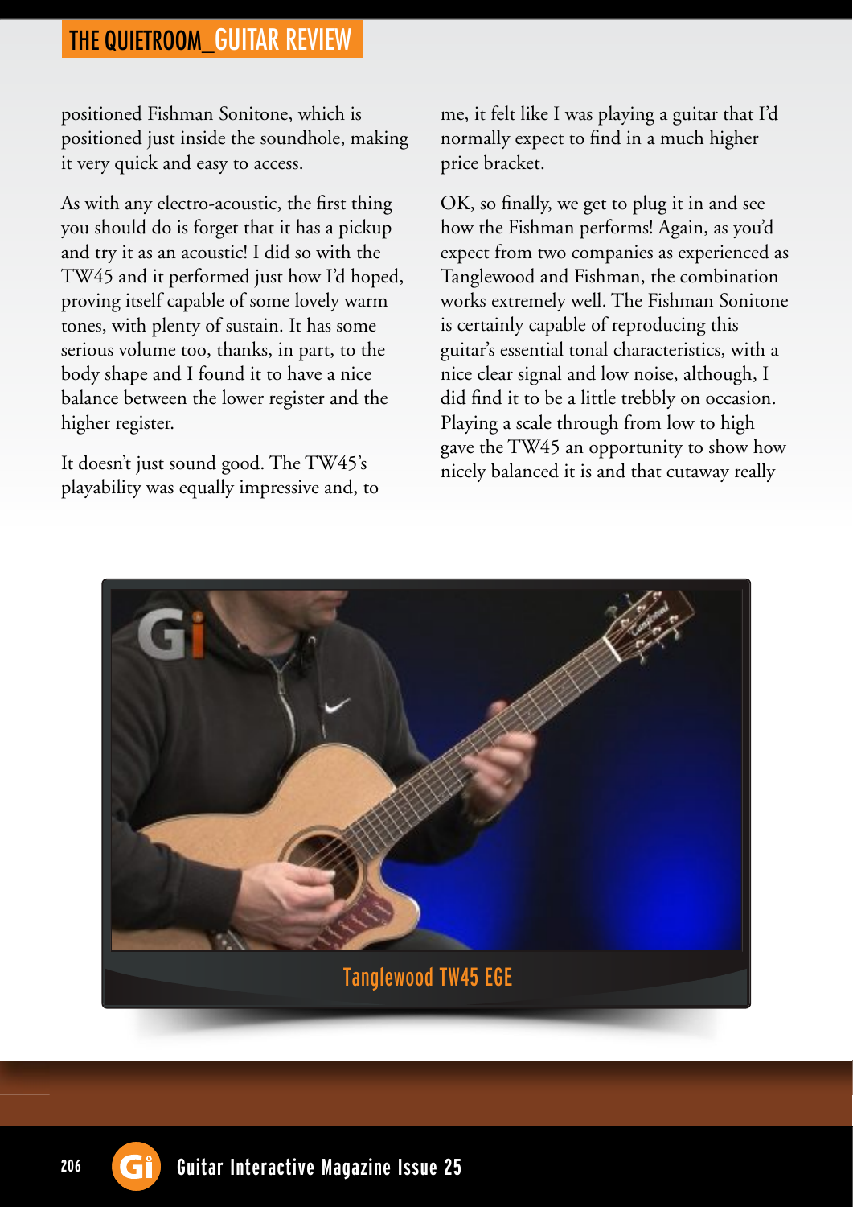positioned Fishman Sonitone, which is positioned just inside the soundhole, making it very quick and easy to access.

As with any electro-acoustic, the first thing you should do is forget that it has a pickup and try it as an acoustic! I did so with the TW45 and it performed just how I'd hoped, proving itself capable of some lovely warm tones, with plenty of sustain. It has some serious volume too, thanks, in part, to the body shape and I found it to have a nice balance between the lower register and the higher register.

It doesn't just sound good. The TW45's playability was equally impressive and, to me, it felt like I was playing a guitar that I'd normally expect to find in a much higher price bracket.

OK, so finally, we get to plug it in and see how the Fishman performs! Again, as you'd expect from two companies as experienced as Tanglewood and Fishman, the combination works extremely well. The Fishman Sonitone is certainly capable of reproducing this guitar's essential tonal characteristics, with a nice clear signal and low noise, although, I did find it to be a little trebbly on occasion. Playing a scale through from low to high gave the TW45 an opportunity to show how nicely balanced it is and that cutaway really

Tanglewood TW45 EGE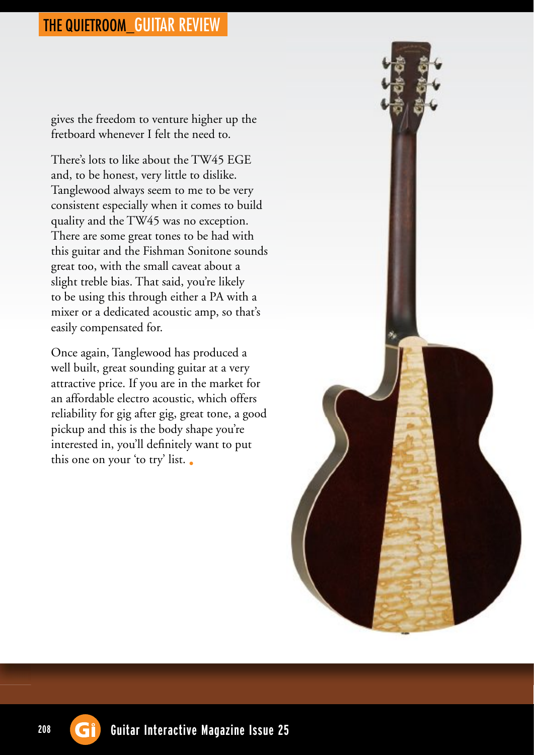gives the freedom to venture higher up the fretboard whenever I felt the need to.

There's lots to like about the TW45 EGE and, to be honest, very little to dislike. Tanglewood always seem to me to be very consistent especially when it comes to build quality and the TW45 was no exception. There are some great tones to be had with this guitar and the Fishman Sonitone sounds great too, with the small caveat about a slight treble bias. That said, you're likely to be using this through either a PA with a mixer or a dedicated acoustic amp, so that's easily compensated for.

Once again, Tanglewood has produced a well built, great sounding guitar at a very attractive price. If you are in the market for an affordable electro acoustic, which offers reliability for gig after gig, great tone, a good pickup and this is the body shape you're interested in, you'll definitely want to put this one on your 'to try' list.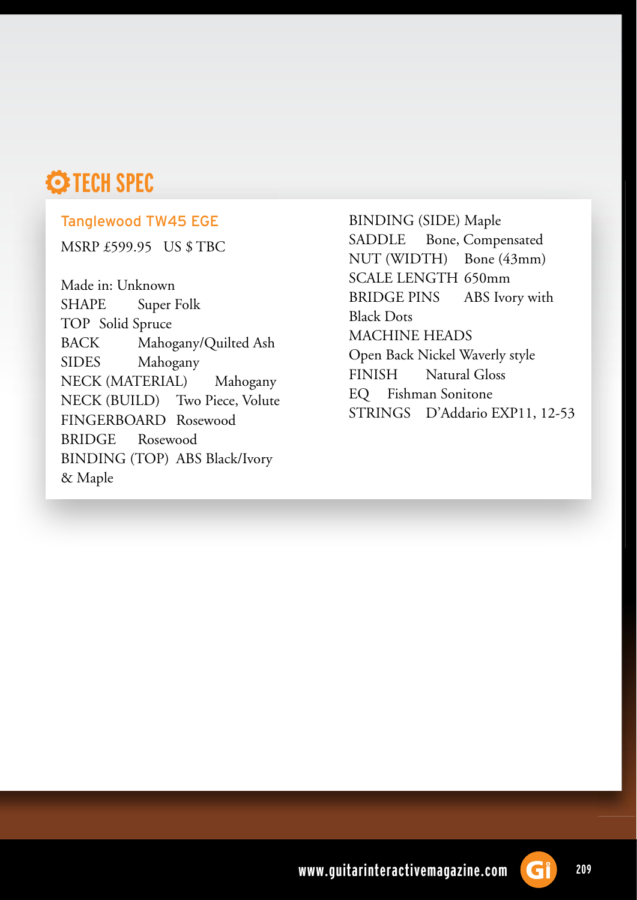## TECH SPEC

**Tanglewood TW45 EGE**

MSRP £599.95 US $ TBC

Made in: Unknown
SHAPE Super Folk
TOP Solid Spruce
BACK Mahogany/Quilted Ash
SIDES Mahogany
NECK (MATERIAL) Mahogany
NECK (BUILD) Two Piece, Volute
FINGERBOARD Rosewood
BRIDGE Rosewood
BINDING (TOP) ABS Black/Ivory & Maple
BINDING (SIDE) Maple
SADDLE Bone, Compensated
NUT (WIDTH) Bone (43mm)
SCALE LENGTH 650mm
BRIDGE PINS ABS Ivory with Black Dots
MACHINE HEADS Open Back Nickel Waverly style
FINISH Natural Gloss
EQ Fishman Sonitone
STRINGS D'Addario EXP11, 12-53